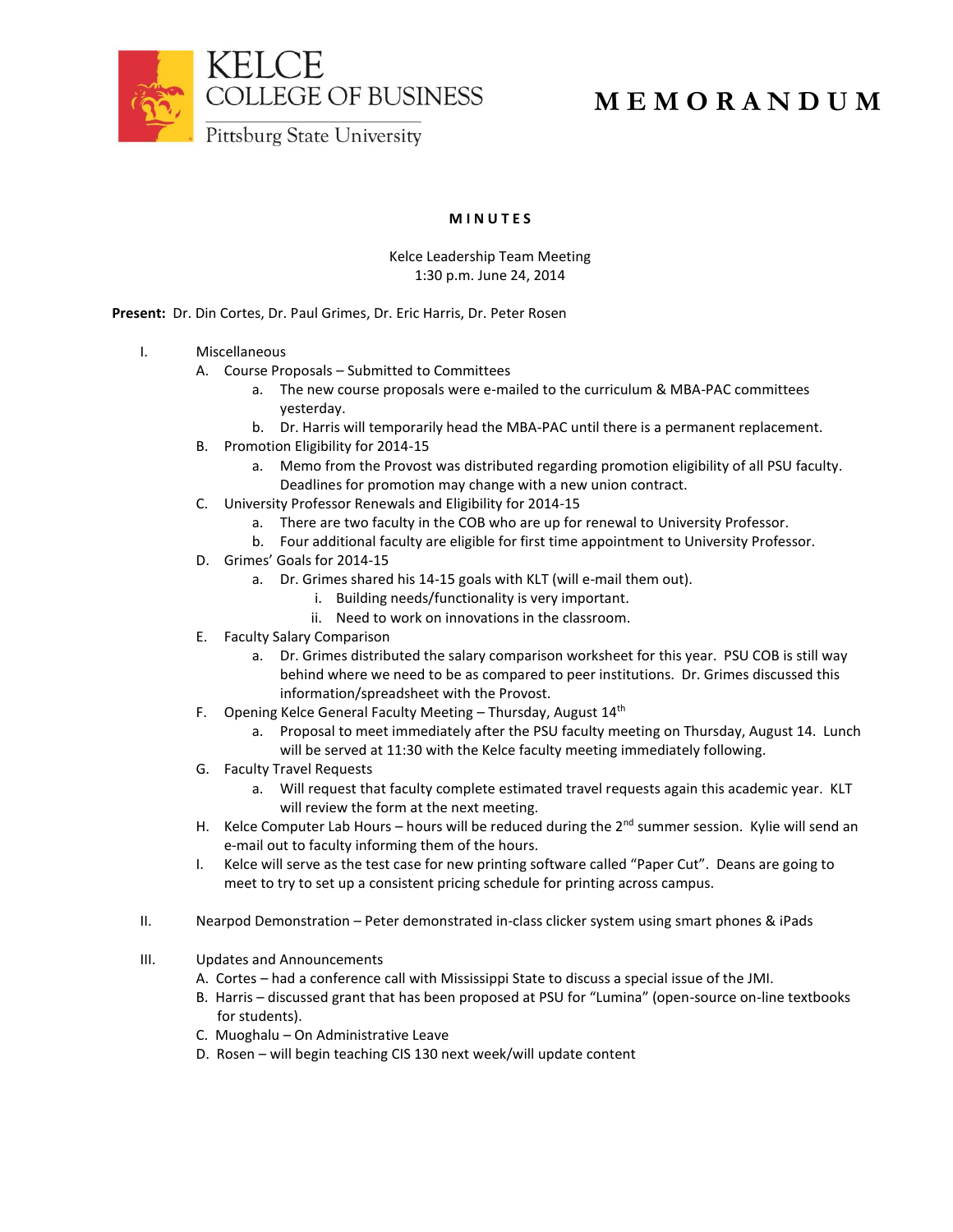KELCE
COLLEGE OF BUSINESS
Pittsburg State University

# MEMORANDUM

## MINUTES

Kelce Leadership Team Meeting
1:30 p.m. June 24, 2014

**Present:** Dr. Din Cortes, Dr. Paul Grimes, Dr. Eric Harris, Dr. Peter Rosen

I. Miscellaneous
   A. Course Proposals – Submitted to Committees
      a. The new course proposals were e-mailed to the curriculum & MBA-PAC committees yesterday.
      b. Dr. Harris will temporarily head the MBA-PAC until there is a permanent replacement.
   B. Promotion Eligibility for 2014-15
      a. Memo from the Provost was distributed regarding promotion eligibility of all PSU faculty. Deadlines for promotion may change with a new union contract.
   C. University Professor Renewals and Eligibility for 2014-15
      a. There are two faculty in the COB who are up for renewal to University Professor.
      b. Four additional faculty are eligible for first time appointment to University Professor.
   D. Grimes' Goals for 2014-15
      a. Dr. Grimes shared his 14-15 goals with KLT (will e-mail them out).
         i. Building needs/functionality is very important.
         ii. Need to work on innovations in the classroom.
   E. Faculty Salary Comparison
      a. Dr. Grimes distributed the salary comparison worksheet for this year. PSU COB is still way behind where we need to be as compared to peer institutions. Dr. Grimes discussed this information/spreadsheet with the Provost.
   F. Opening Kelce General Faculty Meeting – Thursday, August 14th
      a. Proposal to meet immediately after the PSU faculty meeting on Thursday, August 14. Lunch will be served at 11:30 with the Kelce faculty meeting immediately following.
   G. Faculty Travel Requests
      a. Will request that faculty complete estimated travel requests again this academic year. KLT will review the form at the next meeting.
   H. Kelce Computer Lab Hours – hours will be reduced during the 2nd summer session. Kylie will send an e-mail out to faculty informing them of the hours.
   I. Kelce will serve as the test case for new printing software called "Paper Cut". Deans are going to meet to try to set up a consistent pricing schedule for printing across campus.

II. Nearpod Demonstration – Peter demonstrated in-class clicker system using smart phones & iPads

III. Updates and Announcements
   A. Cortes – had a conference call with Mississippi State to discuss a special issue of the JMI.
   B. Harris – discussed grant that has been proposed at PSU for "Lumina" (open-source on-line textbooks for students).
   C. Muoghalu – On Administrative Leave
   D. Rosen – will begin teaching CIS 130 next week/will update content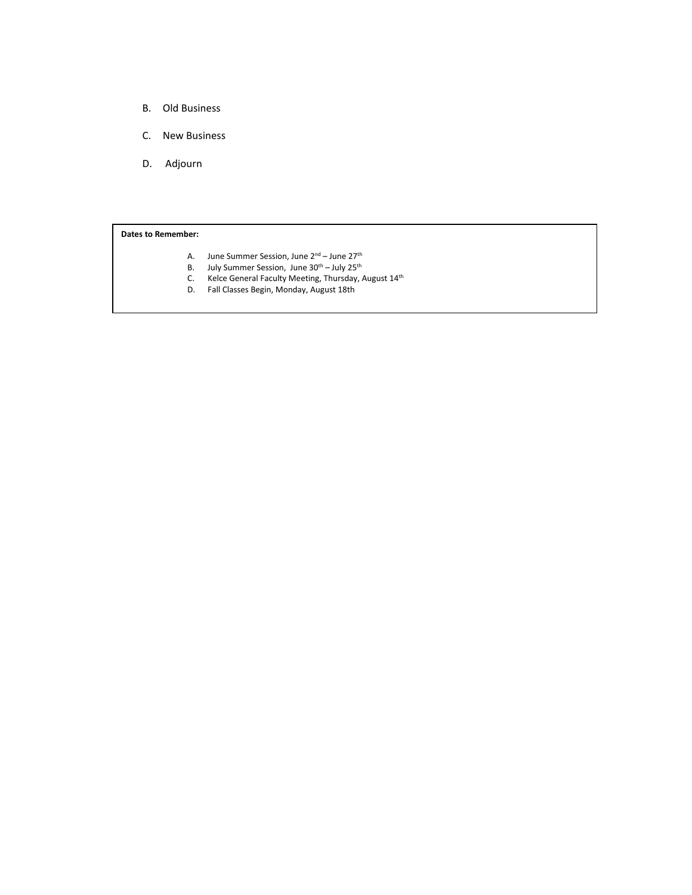B. Old Business

C. New Business

D. Adjourn

**Dates to Remember:**

A. June Summer Session, June 2nd – June 27th
B. July Summer Session, June 30th – July 25th
C. Kelce General Faculty Meeting, Thursday, August 14th
D. Fall Classes Begin, Monday, August 18th